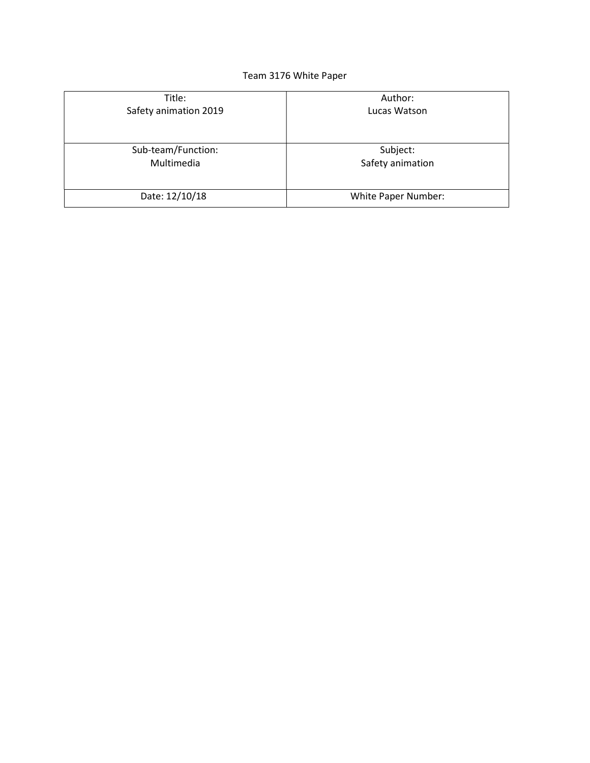Team 3176 White Paper

| Title: Safety animation 2019 | Author: Lucas Watson |
| --- | --- |
| Sub-team/Function: Multimedia | Subject: Safety animation |
| Date: 12/10/18 | White Paper Number: |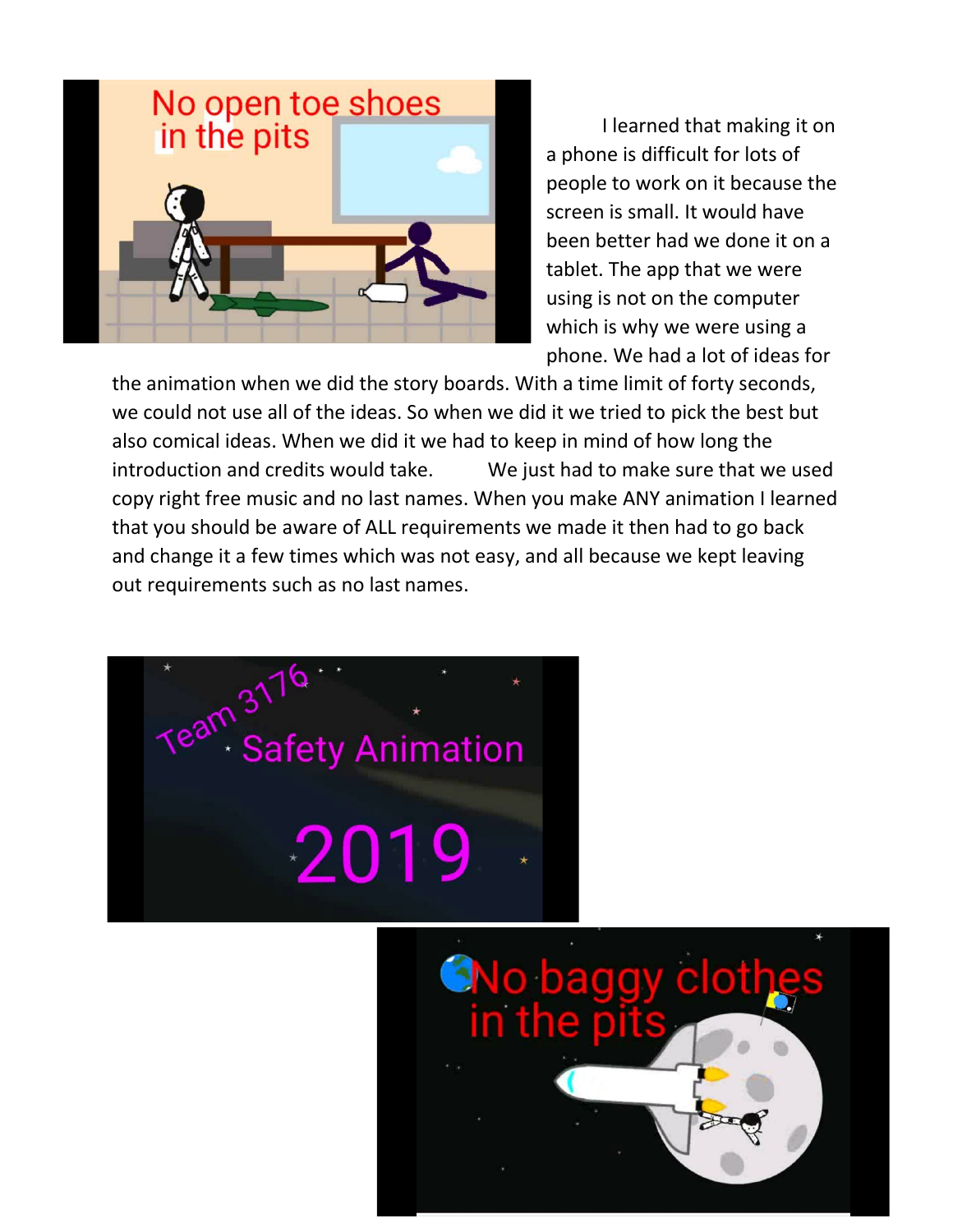I learned that making it on a phone is difficult for lots of people to work on it because the screen is small. It would have been better had we done it on a tablet. The app that we were using is not on the computer which is why we were using a phone. We had a lot of ideas for the animation when we did the story boards. With a time limit of forty seconds, we could not use all of the ideas. So when we did it we tried to pick the best but also comical ideas. When we did it we had to keep in mind of how long the introduction and credits would take. We just had to make sure that we used copy right free music and no last names. When you make ANY animation I learned that you should be aware of ALL requirements we made it then had to go back and change it a few times which was not easy, and all because we kept leaving out requirements such as no last names.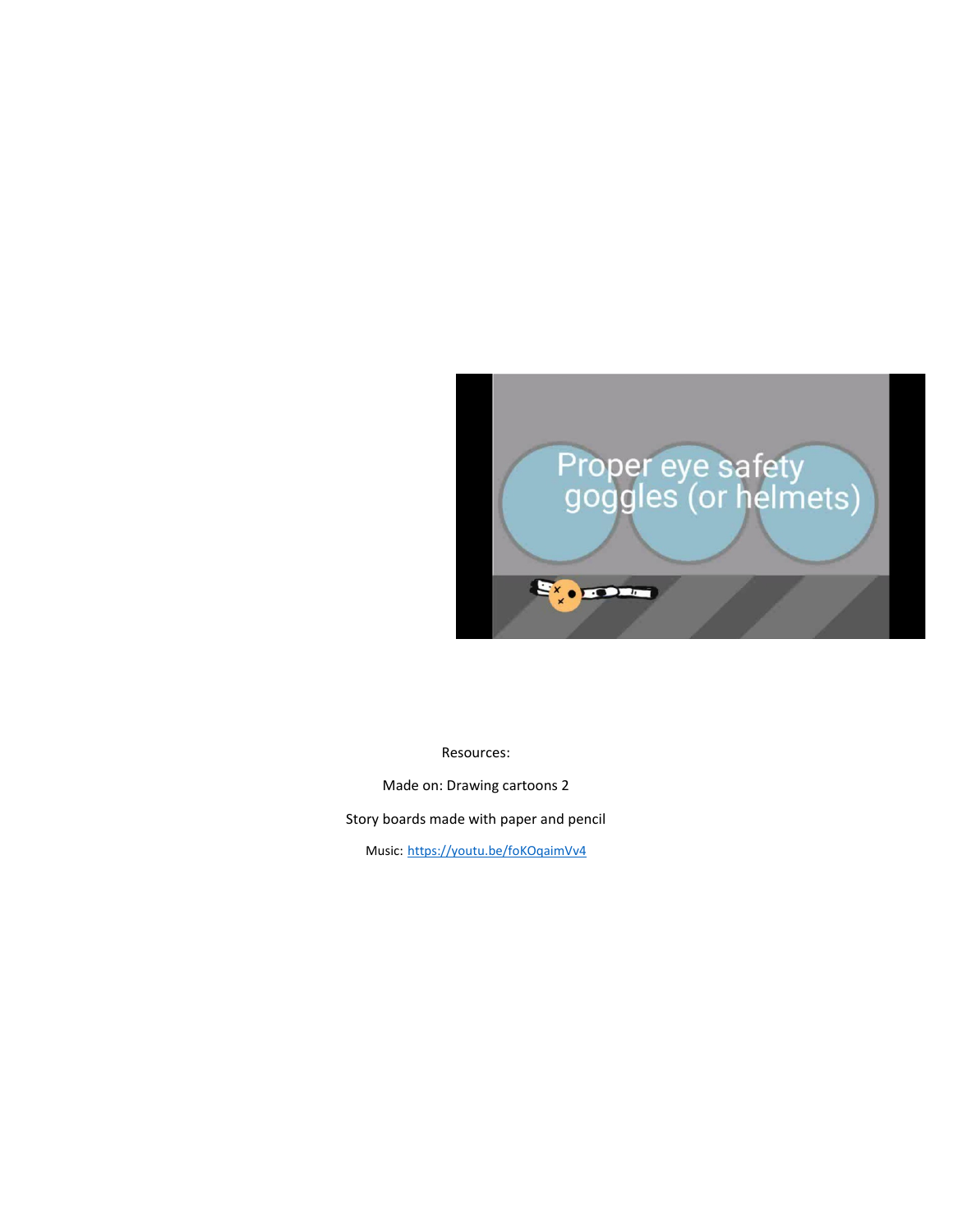Resources:

Made on: Drawing cartoons 2

Story boards made with paper and pencil

Music: https://youtu.be/foKOqaimVv4